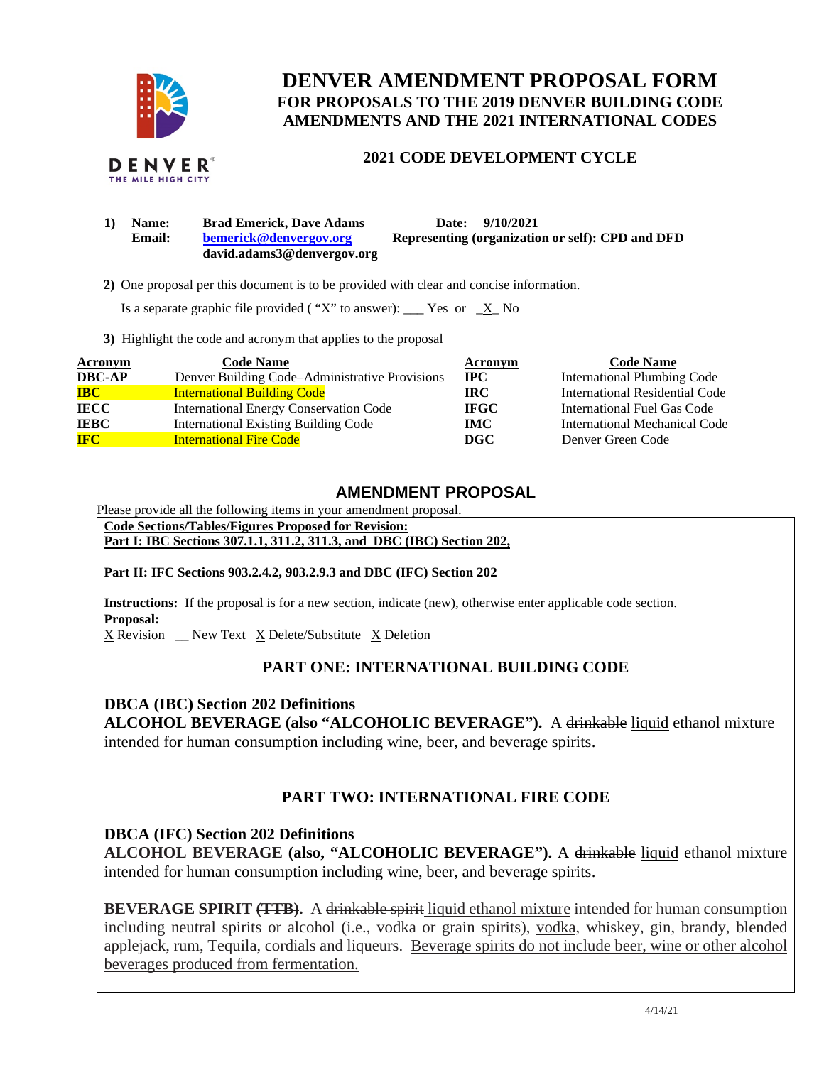# DENVER AMENDMENT PROPOSAL FORM

## FOR PROPOSALS TO THE 2019 DENVER BUILDING CODE AMENDMENTS AND THE 2021 INTERNATIONAL CODES

### 2021 CODE DEVELOPMENT CYCLE

**1) Name:** **Brad Emerick, Dave Adams** **Date:** **9/10/2021**
**Email:** **bemerick@denvergov.org** **david.adams3@denvergov.org** **Representing (organization or self): CPD and DFD**

**2)** One proposal per this document is to be provided with clear and concise information.

Is a separate graphic file provided ( "X" to answer): ___ Yes or _X_ No

**3)** Highlight the code and acronym that applies to the proposal

| Acronym | Code Name | Acronym | Code Name |
|---|---|---|---|
| **DBC-AP** | Denver Building Code–Administrative Provisions | **IPC** | International Plumbing Code |
| **IBC** | International Building Code | **IRC** | International Residential Code |
| **IECC** | International Energy Conservation Code | **IFGC** | International Fuel Gas Code |
| **IEBC** | International Existing Building Code | **IMC** | International Mechanical Code |
| **IFC** | International Fire Code | **DGC** | Denver Green Code |

## AMENDMENT PROPOSAL

Please provide all the following items in your amendment proposal.

**Code Sections/Tables/Figures Proposed for Revision:**
**Part I: IBC Sections 307.1.1, 311.2, 311.3, and DBC (IBC) Section 202,**

**Part II: IFC Sections 903.2.4.2, 903.2.9.3 and DBC (IFC) Section 202**

**Instructions:** If the proposal is for a new section, indicate (new), otherwise enter applicable code section.

**Proposal:**
X Revision __ New Text X Delete/Substitute X Deletion

### PART ONE: INTERNATIONAL BUILDING CODE

**DBCA (IBC) Section 202 Definitions**

**ALCOHOL BEVERAGE (also "ALCOHOLIC BEVERAGE").** A ~~drinkable~~ <u>liquid</u> ethanol mixture intended for human consumption including wine, beer, and beverage spirits.

### PART TWO: INTERNATIONAL FIRE CODE

**DBCA (IFC) Section 202 Definitions**

**ALCOHOL BEVERAGE (also, "ALCOHOLIC BEVERAGE").** A ~~drinkable~~ <u>liquid</u> ethanol mixture intended for human consumption including wine, beer, and beverage spirits.

**BEVERAGE SPIRIT ~~(TTB)~~.** A ~~drinkable spirit~~ <u>liquid ethanol mixture</u> intended for human consumption including neutral ~~spirits or alcohol (i.e., vodka or~~ grain spirits~~)~~, <u>vodka</u>, whiskey, gin, brandy, ~~blended~~ applejack, rum, Tequila, cordials and liqueurs. <u>Beverage spirits do not include beer, wine or other alcohol beverages produced from fermentation.</u>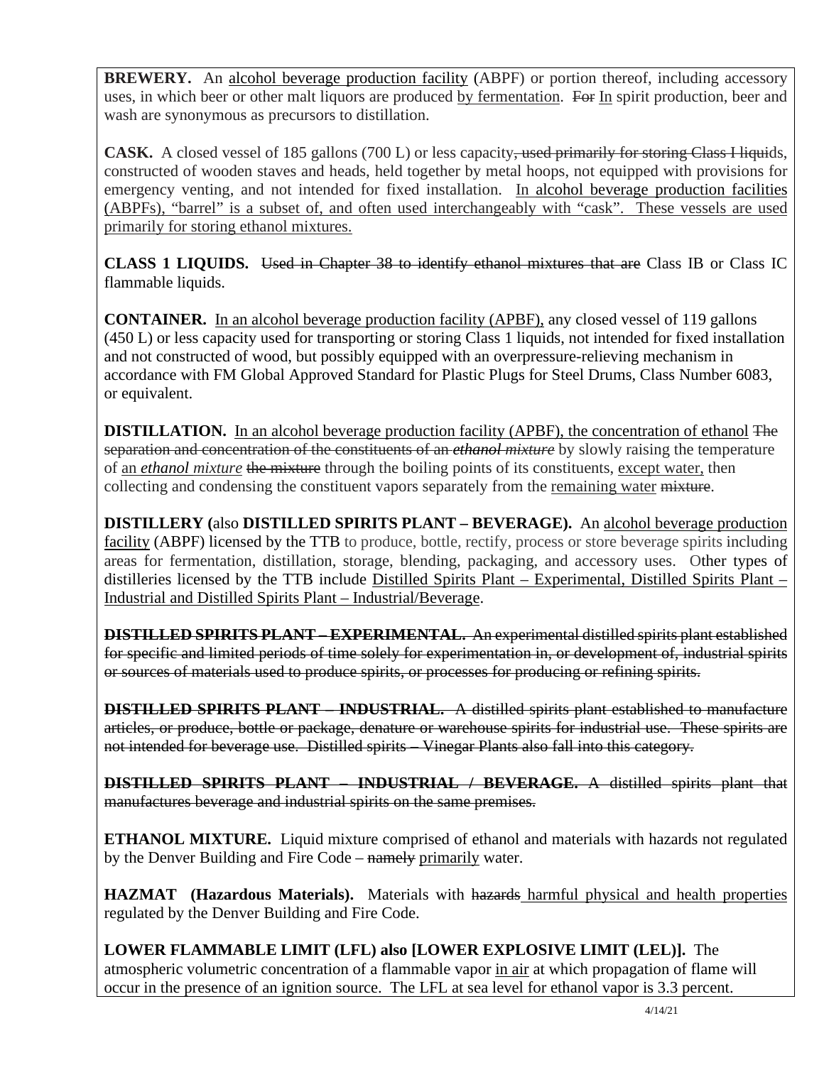**BREWERY.** An alcohol beverage production facility (ABPF) or portion thereof, including accessory uses, in which beer or other malt liquors are produced by fermentation. ~~For~~ In spirit production, beer and wash are synonymous as precursors to distillation.

**CASK.** A closed vessel of 185 gallons (700 L) or less capacity~~, used primarily for storing Class I liqui~~ds, constructed of wooden staves and heads, held together by metal hoops, not equipped with provisions for emergency venting, and not intended for fixed installation. In alcohol beverage production facilities (ABPFs), "barrel" is a subset of, and often used interchangeably with "cask". These vessels are used primarily for storing ethanol mixtures.

**CLASS 1 LIQUIDS.** ~~Used in Chapter 38 to identify ethanol mixtures that are~~ Class IB or Class IC flammable liquids.

**CONTAINER.** In an alcohol beverage production facility (APBF), any closed vessel of 119 gallons (450 L) or less capacity used for transporting or storing Class 1 liquids, not intended for fixed installation and not constructed of wood, but possibly equipped with an overpressure-relieving mechanism in accordance with FM Global Approved Standard for Plastic Plugs for Steel Drums, Class Number 6083, or equivalent.

**DISTILLATION.** In an alcohol beverage production facility (APBF), the concentration of ethanol ~~The separation and concentration of the constituents of an *ethanol mixture*~~ by slowly raising the temperature of an *ethanol mixture* ~~the mixture~~ through the boiling points of its constituents, except water, then collecting and condensing the constituent vapors separately from the remaining water ~~mixture~~.

**DISTILLERY (**also **DISTILLED SPIRITS PLANT – BEVERAGE).** An alcohol beverage production facility (ABPF) licensed by the TTB to produce, bottle, rectify, process or store beverage spirits including areas for fermentation, distillation, storage, blending, packaging, and accessory uses. Other types of distilleries licensed by the TTB include Distilled Spirits Plant – Experimental, Distilled Spirits Plant – Industrial and Distilled Spirits Plant – Industrial/Beverage.

~~**DISTILLED SPIRITS PLANT – EXPERIMENTAL.** An experimental distilled spirits plant established for specific and limited periods of time solely for experimentation in, or development of, industrial spirits or sources of materials used to produce spirits, or processes for producing or refining spirits.~~

~~**DISTILLED SPIRITS PLANT – INDUSTRIAL.** A distilled spirits plant established to manufacture articles, or produce, bottle or package, denature or warehouse spirits for industrial use. These spirits are not intended for beverage use. Distilled spirits – Vinegar Plants also fall into this category.~~

~~**DISTILLED SPIRITS PLANT – INDUSTRIAL / BEVERAGE.** A distilled spirits plant that manufactures beverage and industrial spirits on the same premises.~~

**ETHANOL MIXTURE.** Liquid mixture comprised of ethanol and materials with hazards not regulated by the Denver Building and Fire Code – ~~namely~~ primarily water.

**HAZMAT (Hazardous Materials).** Materials with ~~hazards~~ harmful physical and health properties regulated by the Denver Building and Fire Code.

**LOWER FLAMMABLE LIMIT (LFL) also [LOWER EXPLOSIVE LIMIT (LEL)].** The atmospheric volumetric concentration of a flammable vapor in air at which propagation of flame will occur in the presence of an ignition source. The LFL at sea level for ethanol vapor is 3.3 percent.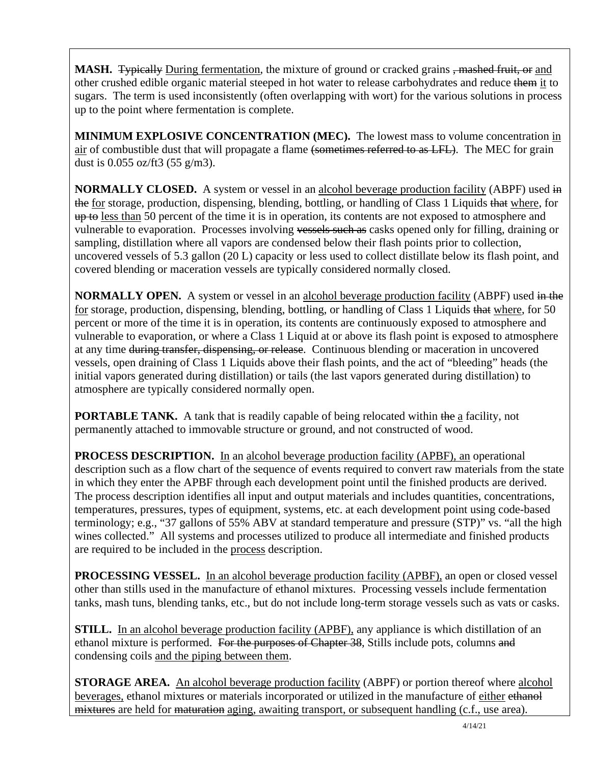**MASH.** ~~Typically~~ <u>During fermentation</u>, the mixture of ground or cracked grains ~~, mashed fruit, or~~ <u>and</u> other crushed edible organic material steeped in hot water to release carbohydrates and reduce ~~them~~ <u>it</u> to sugars. The term is used inconsistently (often overlapping with wort) for the various solutions in process up to the point where fermentation is complete.

**MINIMUM EXPLOSIVE CONCENTRATION (MEC).** The lowest mass to volume concentration <u>in air</u> of combustible dust that will propagate a flame ~~(sometimes referred to as LFL)~~. The MEC for grain dust is 0.055 oz/ft3 (55 g/m3).

**NORMALLY CLOSED.** A system or vessel in an <u>alcohol beverage production facility</u> (ABPF) used ~~in the~~ <u>for</u> storage, production, dispensing, blending, bottling, or handling of Class 1 Liquids ~~that~~ <u>where</u>, for ~~up to~~ <u>less than</u> 50 percent of the time it is in operation, its contents are not exposed to atmosphere and vulnerable to evaporation. Processes involving ~~vessels such as~~ casks opened only for filling, draining or sampling, distillation where all vapors are condensed below their flash points prior to collection, uncovered vessels of 5.3 gallon (20 L) capacity or less used to collect distillate below its flash point, and covered blending or maceration vessels are typically considered normally closed.

**NORMALLY OPEN.** A system or vessel in an <u>alcohol beverage production facility</u> (ABPF) used ~~in the~~ <u>for</u> storage, production, dispensing, blending, bottling, or handling of Class 1 Liquids ~~that~~ <u>where</u>, for 50 percent or more of the time it is in operation, its contents are continuously exposed to atmosphere and vulnerable to evaporation, or where a Class 1 Liquid at or above its flash point is exposed to atmosphere at any time ~~during transfer, dispensing, or release~~. Continuous blending or maceration in uncovered vessels, open draining of Class 1 Liquids above their flash points, and the act of "bleeding" heads (the initial vapors generated during distillation) or tails (the last vapors generated during distillation) to atmosphere are typically considered normally open.

**PORTABLE TANK.** A tank that is readily capable of being relocated within ~~the~~ <u>a</u> facility, not permanently attached to immovable structure or ground, and not constructed of wood.

**PROCESS DESCRIPTION.** <u>In</u> an <u>alcohol beverage production facility (APBF), an</u> operational description such as a flow chart of the sequence of events required to convert raw materials from the state in which they enter the APBF through each development point until the finished products are derived. The process description identifies all input and output materials and includes quantities, concentrations, temperatures, pressures, types of equipment, systems, etc. at each development point using code-based terminology; e.g., "37 gallons of 55% ABV at standard temperature and pressure (STP)" vs. "all the high wines collected." All systems and processes utilized to produce all intermediate and finished products are required to be included in the <u>process</u> description.

**PROCESSING VESSEL.** <u>In an alcohol beverage production facility (APBF),</u> an open or closed vessel other than stills used in the manufacture of ethanol mixtures. Processing vessels include fermentation tanks, mash tuns, blending tanks, etc., but do not include long-term storage vessels such as vats or casks.

**STILL.** <u>In an alcohol beverage production facility (APBF),</u> any appliance is which distillation of an ethanol mixture is performed. ~~For the purposes of Chapter 38~~, Stills include pots, columns ~~and~~ condensing coils <u>and the piping between them</u>.

**STORAGE AREA.** <u>An alcohol beverage production facility</u> (ABPF) or portion thereof where <u>alcohol beverages,</u> ethanol mixtures or materials incorporated or utilized in the manufacture of <u>either</u> ~~ethanol mixtures~~ are held for ~~maturation~~ <u>aging</u>, awaiting transport, or subsequent handling (c.f., use area).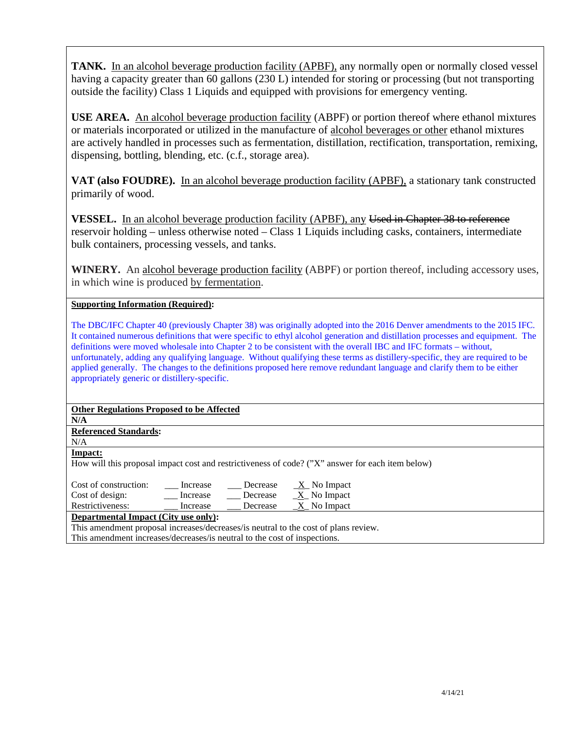**TANK.** In an alcohol beverage production facility (APBF), any normally open or normally closed vessel having a capacity greater than 60 gallons (230 L) intended for storing or processing (but not transporting outside the facility) Class 1 Liquids and equipped with provisions for emergency venting.

**USE AREA.** An alcohol beverage production facility (ABPF) or portion thereof where ethanol mixtures or materials incorporated or utilized in the manufacture of alcohol beverages or other ethanol mixtures are actively handled in processes such as fermentation, distillation, rectification, transportation, remixing, dispensing, bottling, blending, etc. (c.f., storage area).

**VAT (also FOUDRE).** In an alcohol beverage production facility (APBF), a stationary tank constructed primarily of wood.

**VESSEL.** In an alcohol beverage production facility (APBF), any ~~Used in Chapter 38 to reference~~ reservoir holding – unless otherwise noted – Class 1 Liquids including casks, containers, intermediate bulk containers, processing vessels, and tanks.

**WINERY.** An alcohol beverage production facility (ABPF) or portion thereof, including accessory uses, in which wine is produced by fermentation.

**Supporting Information (Required):**

The DBC/IFC Chapter 40 (previously Chapter 38) was originally adopted into the 2016 Denver amendments to the 2015 IFC. It contained numerous definitions that were specific to ethyl alcohol generation and distillation processes and equipment. The definitions were moved wholesale into Chapter 2 to be consistent with the overall IBC and IFC formats – without, unfortunately, adding any qualifying language. Without qualifying these terms as distillery-specific, they are required to be applied generally. The changes to the definitions proposed here remove redundant language and clarify them to be either appropriately generic or distillery-specific.

**Other Regulations Proposed to be Affected**

**N/A**

**Referenced Standards:**

N/A

**Impact:**

How will this proposal impact cost and restrictiveness of code? ("X" answer for each item below)

| | | | |
|---|---|---|---|
| Cost of construction: | ___ Increase | ___ Decrease | _X_ No Impact |
| Cost of design: | ___ Increase | ___ Decrease | _X_ No Impact |
| Restrictiveness: | ___ Increase | ___ Decrease | _X_ No Impact |

**Departmental Impact (City use only):**

This amendment proposal increases/decreases/is neutral to the cost of plans review.

This amendment increases/decreases/is neutral to the cost of inspections.

4/14/21